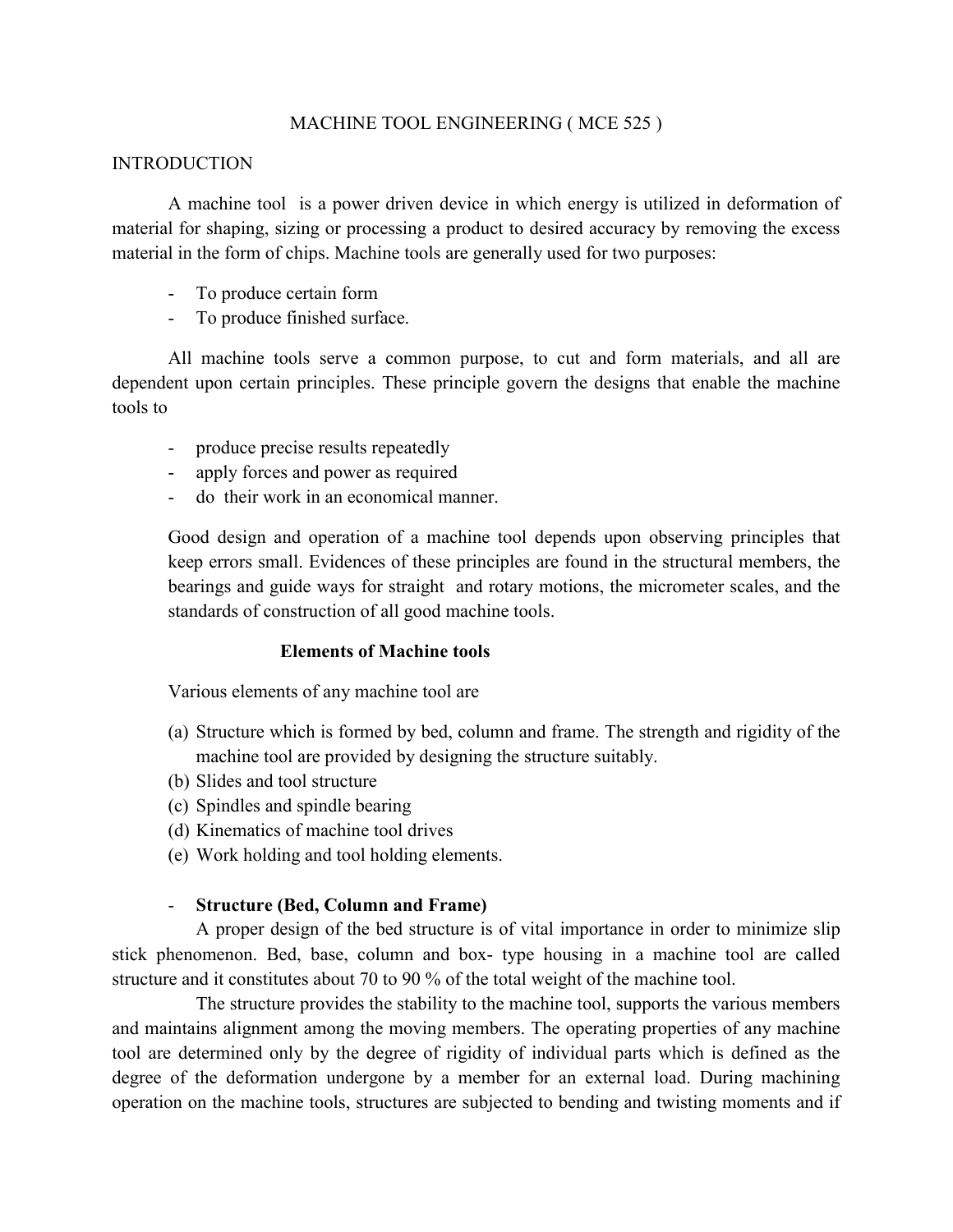# MACHINE TOOL ENGINEERING ( MCE 525 )

## INTRODUCTION

A machine tool is a power driven device in which energy is utilized in deformation of material for shaping, sizing or processing a product to desired accuracy by removing the excess material in the form of chips. Machine tools are generally used for two purposes:

- To produce certain form
- To produce finished surface.

All machine tools serve a common purpose, to cut and form materials, and all are dependent upon certain principles. These principle govern the designs that enable the machine tools to

- produce precise results repeatedly
- apply forces and power as required
- do their work in an economical manner.

Good design and operation of a machine tool depends upon observing principles that keep errors small. Evidences of these principles are found in the structural members, the bearings and guide ways for straight and rotary motions, the micrometer scales, and the standards of construction of all good machine tools.

### Elements of Machine tools

Various elements of any machine tool are

(a) Structure which is formed by bed, column and frame. The strength and rigidity of the machine tool are provided by designing the structure suitably.
(b) Slides and tool structure
(c) Spindles and spindle bearing
(d) Kinematics of machine tool drives
(e) Work holding and tool holding elements.

- **Structure (Bed, Column and Frame)**

A proper design of the bed structure is of vital importance in order to minimize slip stick phenomenon. Bed, base, column and box- type housing in a machine tool are called structure and it constitutes about 70 to 90 % of the total weight of the machine tool.

The structure provides the stability to the machine tool, supports the various members and maintains alignment among the moving members. The operating properties of any machine tool are determined only by the degree of rigidity of individual parts which is defined as the degree of the deformation undergone by a member for an external load. During machining operation on the machine tools, structures are subjected to bending and twisting moments and if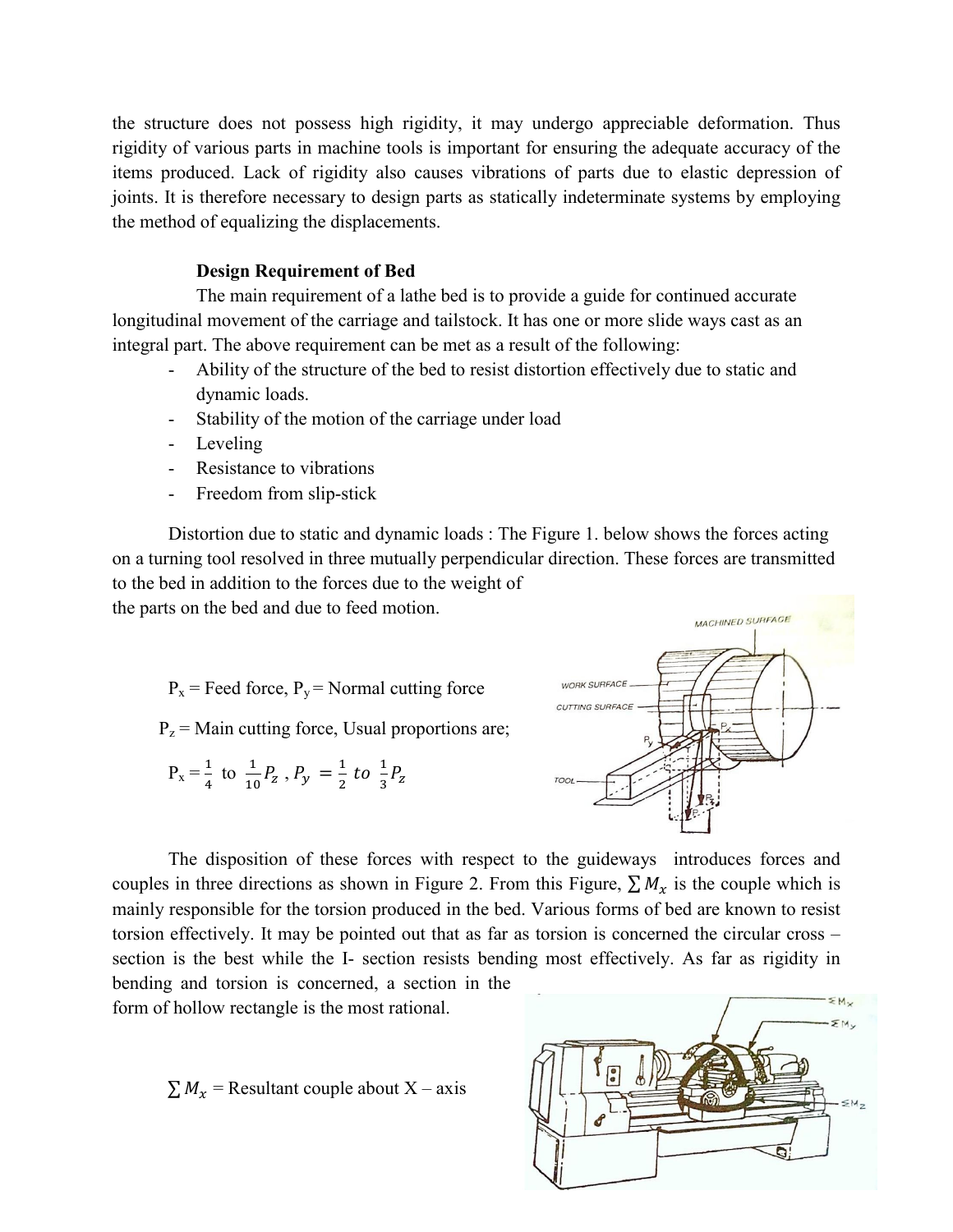the structure does not possess high rigidity, it may undergo appreciable deformation. Thus rigidity of various parts in machine tools is important for ensuring the adequate accuracy of the items produced. Lack of rigidity also causes vibrations of parts due to elastic depression of joints. It is therefore necessary to design parts as statically indeterminate systems by employing the method of equalizing the displacements.

**Design Requirement of Bed**

The main requirement of a lathe bed is to provide a guide for continued accurate longitudinal movement of the carriage and tailstock. It has one or more slide ways cast as an integral part. The above requirement can be met as a result of the following:

- Ability of the structure of the bed to resist distortion effectively due to static and dynamic loads.
- Stability of the motion of the carriage under load
- Leveling
- Resistance to vibrations
- Freedom from slip-stick

Distortion due to static and dynamic loads : The Figure 1. below shows the forces acting on a turning tool resolved in three mutually perpendicular direction. These forces are transmitted to the bed in addition to the forces due to the weight of the parts on the bed and due to feed motion.

$P_x$ = Feed force, $P_y$ = Normal cutting force

$P_z$ = Main cutting force, Usual proportions are;

$P_x = \frac{1}{4}$ to $\frac{1}{10} P_z$ , $P_y = \frac{1}{2}$ to $\frac{1}{3} P_z$

The disposition of these forces with respect to the guideways introduces forces and couples in three directions as shown in Figure 2. From this Figure, $\sum M_x$ is the couple which is mainly responsible for the torsion produced in the bed. Various forms of bed are known to resist torsion effectively. It may be pointed out that as far as torsion is concerned the circular cross – section is the best while the I- section resists bending most effectively. As far as rigidity in bending and torsion is concerned, a section in the form of hollow rectangle is the most rational.

$\sum M_x$ = Resultant couple about X – axis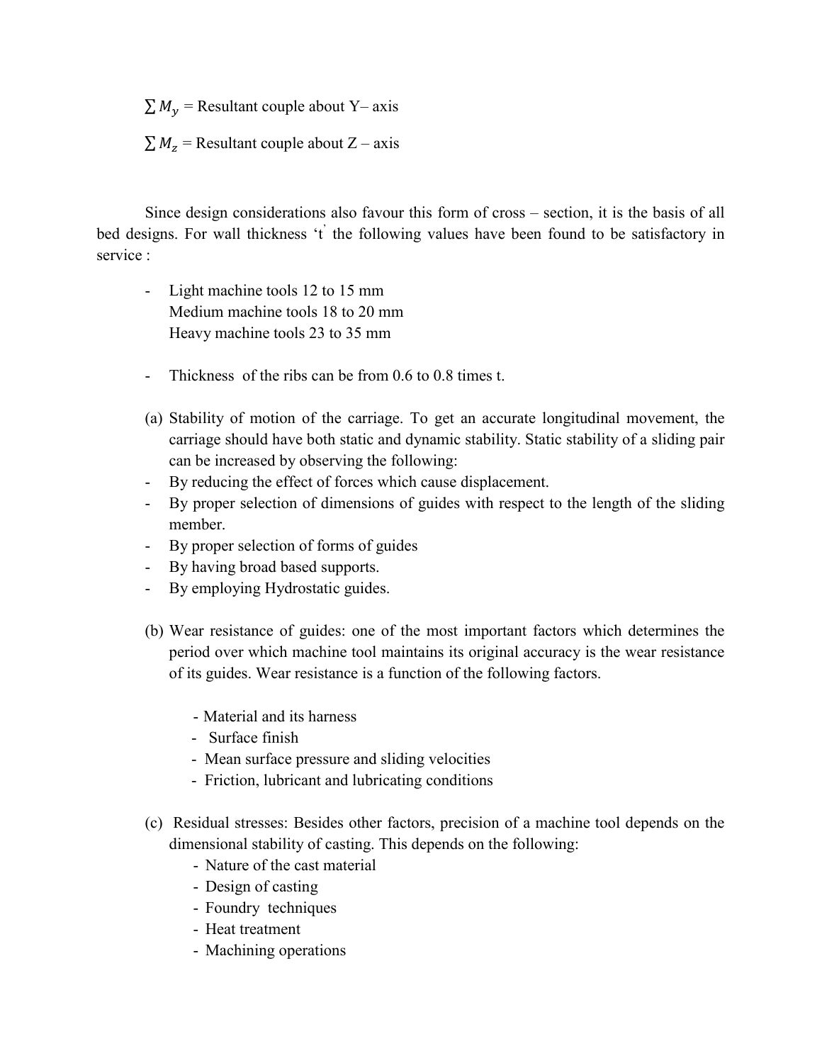$\sum M_y$ = Resultant couple about Y– axis

$\sum M_z$ = Resultant couple about Z – axis

Since design considerations also favour this form of cross – section, it is the basis of all bed designs. For wall thickness 't' the following values have been found to be satisfactory in service :

- Light machine tools 12 to 15 mm
  Medium machine tools 18 to 20 mm
  Heavy machine tools 23 to 35 mm

- Thickness of the ribs can be from 0.6 to 0.8 times t.

(a) Stability of motion of the carriage. To get an accurate longitudinal movement, the carriage should have both static and dynamic stability. Static stability of a sliding pair can be increased by observing the following:
- By reducing the effect of forces which cause displacement.
- By proper selection of dimensions of guides with respect to the length of the sliding member.
- By proper selection of forms of guides
- By having broad based supports.
- By employing Hydrostatic guides.

(b) Wear resistance of guides: one of the most important factors which determines the period over which machine tool maintains its original accuracy is the wear resistance of its guides. Wear resistance is a function of the following factors.

  - Material and its harness
  - Surface finish
  - Mean surface pressure and sliding velocities
  - Friction, lubricant and lubricating conditions

(c) Residual stresses: Besides other factors, precision of a machine tool depends on the dimensional stability of casting. This depends on the following:
  - Nature of the cast material
  - Design of casting
  - Foundry techniques
  - Heat treatment
  - Machining operations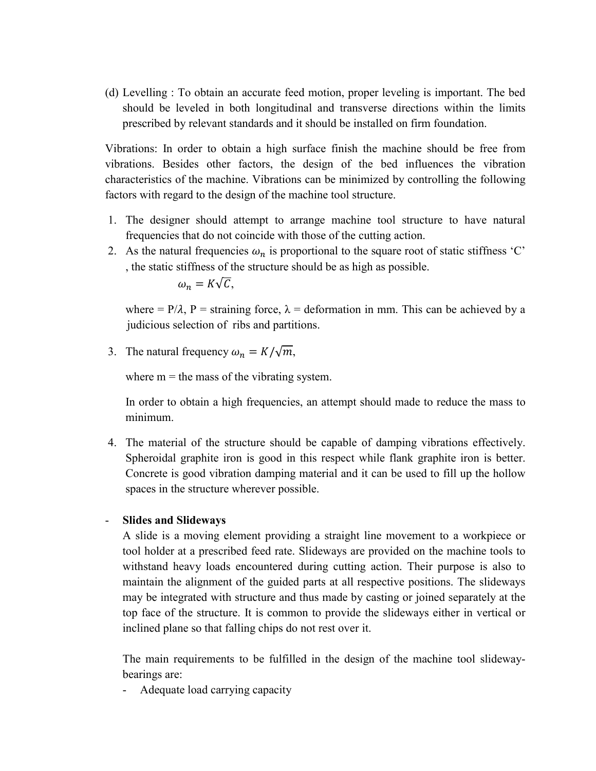(d) Levelling : To obtain an accurate feed motion, proper leveling is important. The bed should be leveled in both longitudinal and transverse directions within the limits prescribed by relevant standards and it should be installed on firm foundation.

Vibrations: In order to obtain a high surface finish the machine should be free from vibrations. Besides other factors, the design of the bed influences the vibration characteristics of the machine. Vibrations can be minimized by controlling the following factors with regard to the design of the machine tool structure.

1. The designer should attempt to arrange machine tool structure to have natural frequencies that do not coincide with those of the cutting action.
2. As the natural frequencies $\omega_n$ is proportional to the square root of static stiffness 'C' , the static stiffness of the structure should be as high as possible.

   $$\omega_n = K\sqrt{C},$$

   where = P/$\lambda$, P = straining force, $\lambda$ = deformation in mm. This can be achieved by a judicious selection of ribs and partitions.

3. The natural frequency $\omega_n = K/\sqrt{m}$,

   where m = the mass of the vibrating system.

   In order to obtain a high frequencies, an attempt should made to reduce the mass to minimum.

4. The material of the structure should be capable of damping vibrations effectively. Spheroidal graphite iron is good in this respect while flank graphite iron is better. Concrete is good vibration damping material and it can be used to fill up the hollow spaces in the structure wherever possible.

- **Slides and Slideways**

  A slide is a moving element providing a straight line movement to a workpiece or tool holder at a prescribed feed rate. Slideways are provided on the machine tools to withstand heavy loads encountered during cutting action. Their purpose is also to maintain the alignment of the guided parts at all respective positions. The slideways may be integrated with structure and thus made by casting or joined separately at the top face of the structure. It is common to provide the slideways either in vertical or inclined plane so that falling chips do not rest over it.

  The main requirements to be fulfilled in the design of the machine tool slideway-bearings are:

  - Adequate load carrying capacity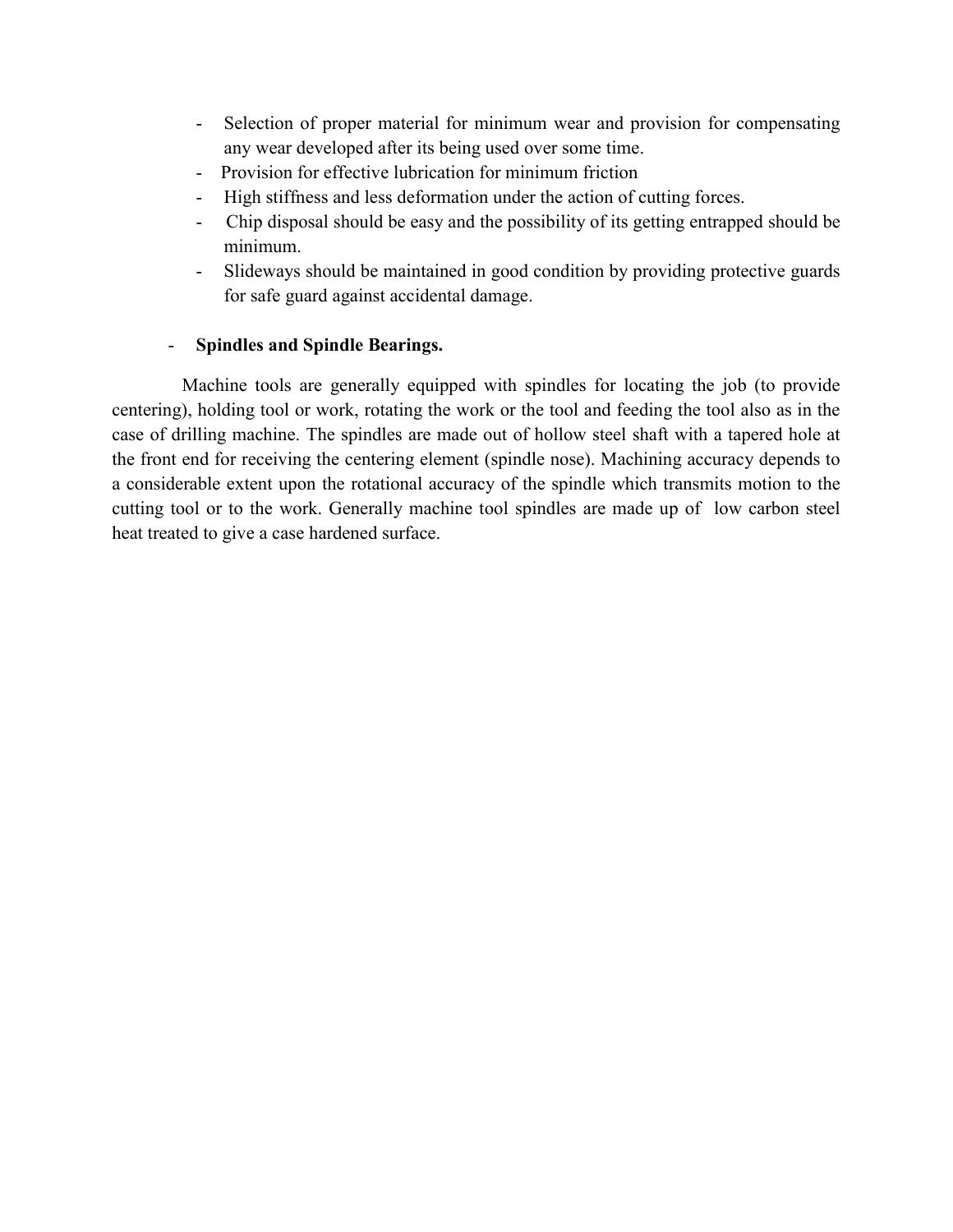- Selection of proper material for minimum wear and provision for compensating any wear developed after its being used over some time.
- Provision for effective lubrication for minimum friction
- High stiffness and less deformation under the action of cutting forces.
- Chip disposal should be easy and the possibility of its getting entrapped should be minimum.
- Slideways should be maintained in good condition by providing protective guards for safe guard against accidental damage.

- **Spindles and Spindle Bearings.**

Machine tools are generally equipped with spindles for locating the job (to provide centering), holding tool or work, rotating the work or the tool and feeding the tool also as in the case of drilling machine. The spindles are made out of hollow steel shaft with a tapered hole at the front end for receiving the centering element (spindle nose). Machining accuracy depends to a considerable extent upon the rotational accuracy of the spindle which transmits motion to the cutting tool or to the work. Generally machine tool spindles are made up of low carbon steel heat treated to give a case hardened surface.